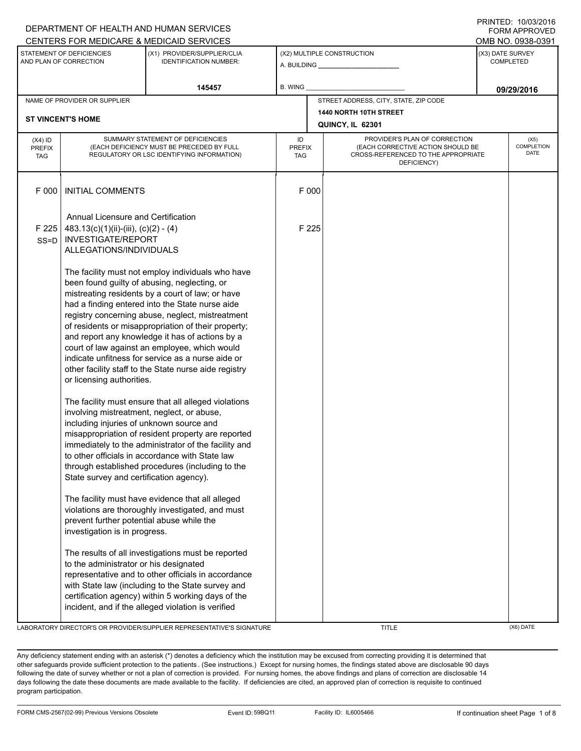DEPARTMENT OF HEALTH AND HUMAN SERVICES
CENTERS FOR MEDICARE & MEDICAID SERVICES

PRINTED: 10/03/2016
FORM APPROVED
OMB NO. 0938-0391

| STATEMENT OF DEFICIENCIES AND PLAN OF CORRECTION | (X1) PROVIDER/SUPPLIER/CLIA IDENTIFICATION NUMBER: | (X2) MULTIPLE CONSTRUCTION | (X3) DATE SURVEY COMPLETED |
|---|---|---|---|
| | 145457 | A. BUILDING ______ B. WING ______ | 09/29/2016 |

| NAME OF PROVIDER OR SUPPLIER | STREET ADDRESS, CITY, STATE, ZIP CODE |
|---|---|
| ST VINCENT'S HOME | 1440 NORTH 10TH STREET QUINCY, IL 62301 |

| (X4) ID PREFIX TAG | SUMMARY STATEMENT OF DEFICIENCIES (EACH DEFICIENCY MUST BE PRECEDED BY FULL REGULATORY OR LSC IDENTIFYING INFORMATION) | ID PREFIX TAG | PROVIDER'S PLAN OF CORRECTION (EACH CORRECTIVE ACTION SHOULD BE CROSS-REFERENCED TO THE APPROPRIATE DEFICIENCY) | (X5) COMPLETION DATE |
|---|---|---|---|---|
| F 000 | INITIAL COMMENTS | F 000 | | |
| | Annual Licensure and Certification | | | |
| F 225 SS=D | 483.13(c)(1)(ii)-(iii), (c)(2) - (4) INVESTIGATE/REPORT ALLEGATIONS/INDIVIDUALS | F 225 | | |

The facility must not employ individuals who have been found guilty of abusing, neglecting, or mistreating residents by a court of law; or have had a finding entered into the State nurse aide registry concerning abuse, neglect, mistreatment of residents or misappropriation of their property; and report any knowledge it has of actions by a court of law against an employee, which would indicate unfitness for service as a nurse aide or other facility staff to the State nurse aide registry or licensing authorities.

The facility must ensure that all alleged violations involving mistreatment, neglect, or abuse, including injuries of unknown source and misappropriation of resident property are reported immediately to the administrator of the facility and to other officials in accordance with State law through established procedures (including to the State survey and certification agency).

The facility must have evidence that all alleged violations are thoroughly investigated, and must prevent further potential abuse while the investigation is in progress.

The results of all investigations must be reported to the administrator or his designated representative and to other officials in accordance with State law (including to the State survey and certification agency) within 5 working days of the incident, and if the alleged violation is verified

LABORATORY DIRECTOR'S OR PROVIDER/SUPPLIER REPRESENTATIVE'S SIGNATURE | TITLE | (X6) DATE

Any deficiency statement ending with an asterisk (*) denotes a deficiency which the institution may be excused from correcting providing it is determined that other safeguards provide sufficient protection to the patients. (See instructions.) Except for nursing homes, the findings stated above are disclosable 90 days following the date of survey whether or not a plan of correction is provided. For nursing homes, the above findings and plans of correction are disclosable 14 days following the date these documents are made available to the facility. If deficiencies are cited, an approved plan of correction is requisite to continued program participation.

FORM CMS-2567(02-99) Previous Versions Obsolete | Event ID: 59BQ11 | Facility ID: IL6005466 | If continuation sheet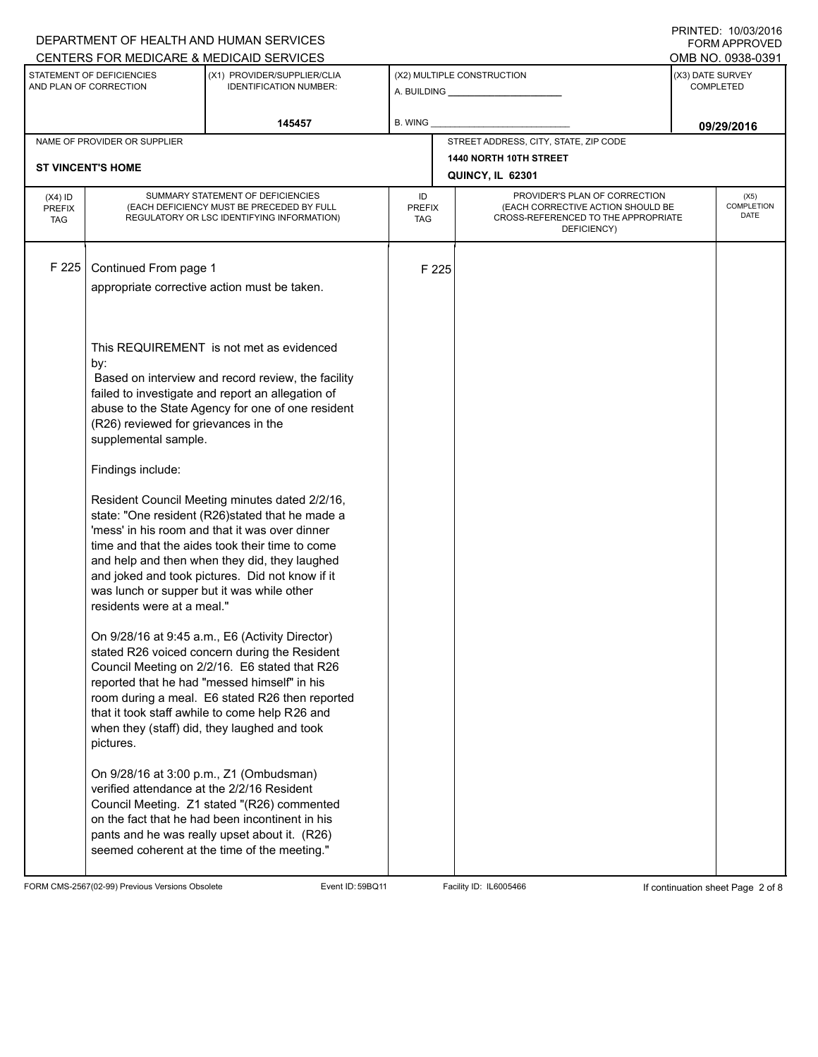DEPARTMENT OF HEALTH AND HUMAN SERVICES
CENTERS FOR MEDICARE & MEDICAID SERVICES

PRINTED: 10/03/2016
FORM APPROVED
OMB NO. 0938-0391

| STATEMENT OF DEFICIENCIES AND PLAN OF CORRECTION | (X1) PROVIDER/SUPPLIER/CLIA IDENTIFICATION NUMBER: | (X2) MULTIPLE CONSTRUCTION | (X3) DATE SURVEY COMPLETED |
|---|---|---|---|
| | 145457 | A. BUILDING ______ B. WING ______ | 09/29/2016 |

| NAME OF PROVIDER OR SUPPLIER | STREET ADDRESS, CITY, STATE, ZIP CODE |
|---|---|
| ST VINCENT'S HOME | 1440 NORTH 10TH STREET QUINCY, IL 62301 |

| (X4) ID PREFIX TAG | SUMMARY STATEMENT OF DEFICIENCIES (EACH DEFICIENCY MUST BE PRECEDED BY FULL REGULATORY OR LSC IDENTIFYING INFORMATION) | ID PREFIX TAG | PROVIDER'S PLAN OF CORRECTION (EACH CORRECTIVE ACTION SHOULD BE CROSS-REFERENCED TO THE APPROPRIATE DEFICIENCY) | (X5) COMPLETION DATE |
|---|---|---|---|---|
| F 225 | Continued From page 1 | F 225 | | |

appropriate corrective action must be taken.

This REQUIREMENT is not met as evidenced by:
Based on interview and record review, the facility failed to investigate and report an allegation of abuse to the State Agency for one of one resident (R26) reviewed for grievances in the supplemental sample.

Findings include:

Resident Council Meeting minutes dated 2/2/16, state: "One resident (R26)stated that he made a 'mess' in his room and that it was over dinner time and that the aides took their time to come and help and then when they did, they laughed and joked and took pictures. Did not know if it was lunch or supper but it was while other residents were at a meal."

On 9/28/16 at 9:45 a.m., E6 (Activity Director) stated R26 voiced concern during the Resident Council Meeting on 2/2/16. E6 stated that R26 reported that he had "messed himself" in his room during a meal. E6 stated R26 then reported that it took staff awhile to come help R26 and when they (staff) did, they laughed and took pictures.

On 9/28/16 at 3:00 p.m., Z1 (Ombudsman) verified attendance at the 2/2/16 Resident Council Meeting. Z1 stated "(R26) commented on the fact that he had been incontinent in his pants and he was really upset about it. (R26) seemed coherent at the time of the meeting."

FORM CMS-2567(02-99) Previous Versions Obsolete Event ID: 59BQ11 Facility ID: IL6005466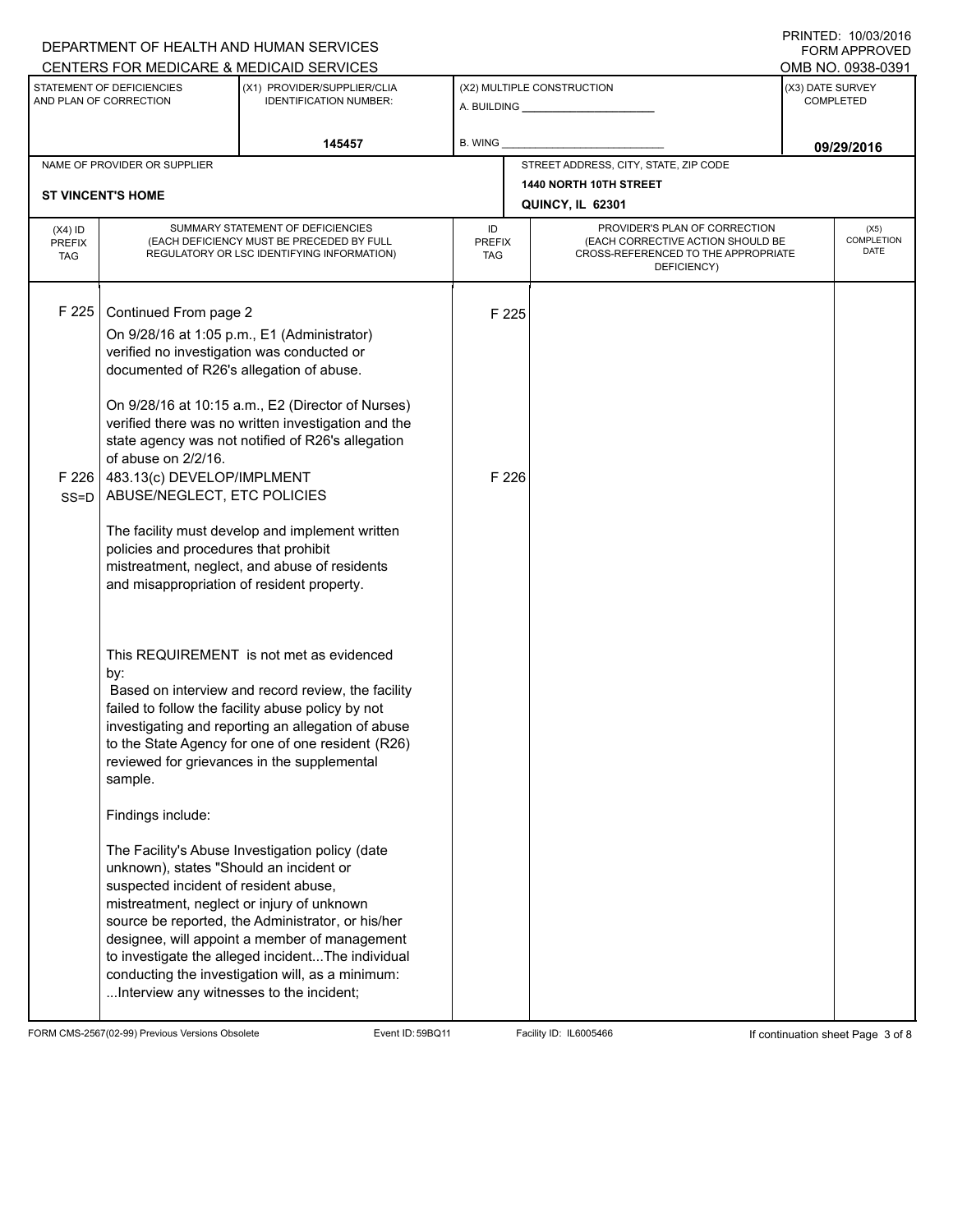DEPARTMENT OF HEALTH AND HUMAN SERVICES
CENTERS FOR MEDICARE & MEDICAID SERVICES

PRINTED: 10/03/2016
FORM APPROVED
OMB NO. 0938-0391

| STATEMENT OF DEFICIENCIES AND PLAN OF CORRECTION | (X1) PROVIDER/SUPPLIER/CLIA IDENTIFICATION NUMBER: | (X2) MULTIPLE CONSTRUCTION | (X3) DATE SURVEY COMPLETED |
|---|---|---|---|
| | 145457 | A. BUILDING ______ B. WING ______ | 09/29/2016 |

| NAME OF PROVIDER OR SUPPLIER | STREET ADDRESS, CITY, STATE, ZIP CODE |
|---|---|
| ST VINCENT'S HOME | 1440 NORTH 10TH STREET QUINCY, IL 62301 |

| (X4) ID PREFIX TAG | SUMMARY STATEMENT OF DEFICIENCIES (EACH DEFICIENCY MUST BE PRECEDED BY FULL REGULATORY OR LSC IDENTIFYING INFORMATION) | ID PREFIX TAG | PROVIDER'S PLAN OF CORRECTION (EACH CORRECTIVE ACTION SHOULD BE CROSS-REFERENCED TO THE APPROPRIATE DEFICIENCY) | (X5) COMPLETION DATE |
|---|---|---|---|---|
| F 225 | Continued From page 2<br><br>On 9/28/16 at 1:05 p.m., E1 (Administrator) verified no investigation was conducted or documented of R26's allegation of abuse.<br><br>On 9/28/16 at 10:15 a.m., E2 (Director of Nurses) verified there was no written investigation and the state agency was not notified of R26's allegation of abuse on 2/2/16. | F 225 | | |
| F 226 SS=D | 483.13(c) DEVELOP/IMPLMENT ABUSE/NEGLECT, ETC POLICIES<br><br>The facility must develop and implement written policies and procedures that prohibit mistreatment, neglect, and abuse of residents and misappropriation of resident property.<br><br>This REQUIREMENT is not met as evidenced by:<br>Based on interview and record review, the facility failed to follow the facility abuse policy by not investigating and reporting an allegation of abuse to the State Agency for one of one resident (R26) reviewed for grievances in the supplemental sample.<br><br>Findings include:<br><br>The Facility's Abuse Investigation policy (date unknown), states "Should an incident or suspected incident of resident abuse, mistreatment, neglect or injury of unknown source be reported, the Administrator, or his/her designee, will appoint a member of management to investigate the alleged incident...The individual conducting the investigation will, as a minimum: ...Interview any witnesses to the incident; | F 226 | | |

FORM CMS-2567(02-99) Previous Versions Obsolete Event ID: 59BQ11 Facility ID: IL6005466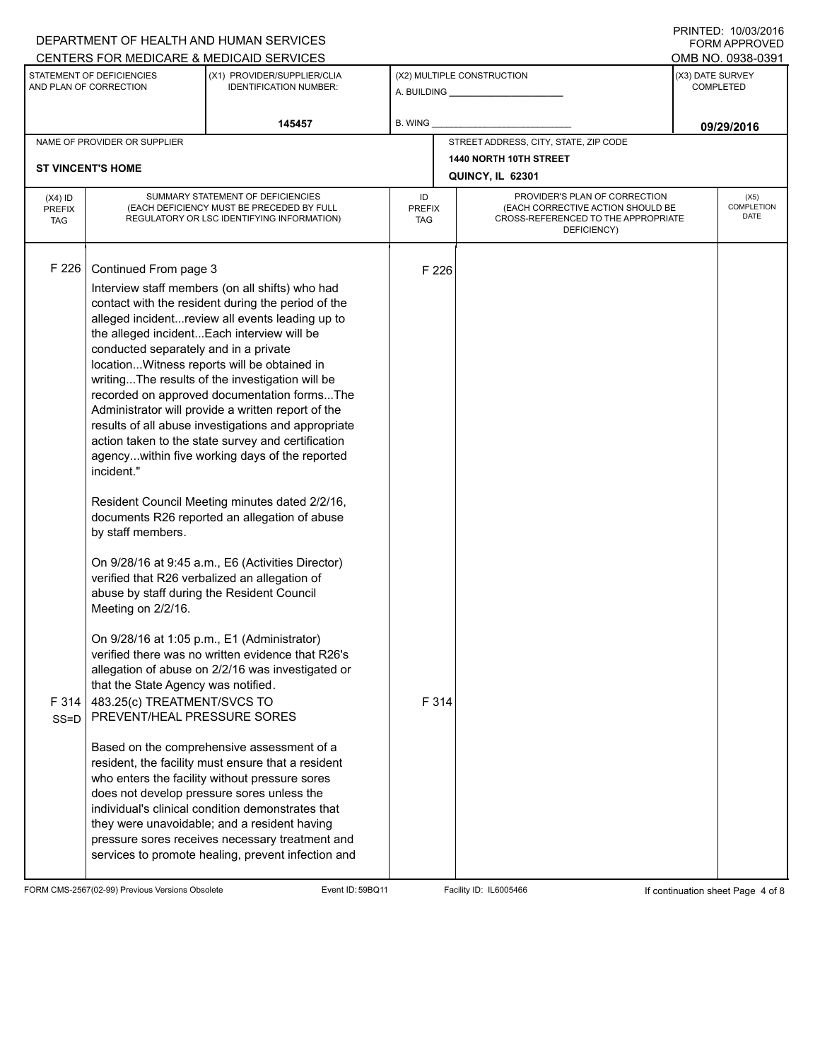DEPARTMENT OF HEALTH AND HUMAN SERVICES
CENTERS FOR MEDICARE & MEDICAID SERVICES

PRINTED: 10/03/2016
FORM APPROVED
OMB NO. 0938-0391

| STATEMENT OF DEFICIENCIES AND PLAN OF CORRECTION | (X1) PROVIDER/SUPPLIER/CLIA IDENTIFICATION NUMBER: | (X2) MULTIPLE CONSTRUCTION | (X3) DATE SURVEY COMPLETED |
|---|---|---|---|
| | 145457 | A. BUILDING ______ B. WING ______ | 09/29/2016 |

| NAME OF PROVIDER OR SUPPLIER | STREET ADDRESS, CITY, STATE, ZIP CODE |
|---|---|
| ST VINCENT'S HOME | 1440 NORTH 10TH STREET QUINCY, IL 62301 |

| (X4) ID PREFIX TAG | SUMMARY STATEMENT OF DEFICIENCIES (EACH DEFICIENCY MUST BE PRECEDED BY FULL REGULATORY OR LSC IDENTIFYING INFORMATION) | ID PREFIX TAG | PROVIDER'S PLAN OF CORRECTION (EACH CORRECTIVE ACTION SHOULD BE CROSS-REFERENCED TO THE APPROPRIATE DEFICIENCY) | (X5) COMPLETION DATE |
|---|---|---|---|---|
| F 226 | Continued From page 3<br>Interview staff members (on all shifts) who had contact with the resident during the period of the alleged incident...review all events leading up to the alleged incident...Each interview will be conducted separately and in a private location...Witness reports will be obtained in writing...The results of the investigation will be recorded on approved documentation forms...The Administrator will provide a written report of the results of all abuse investigations and appropriate action taken to the state survey and certification agency...within five working days of the reported incident."<br><br>Resident Council Meeting minutes dated 2/2/16, documents R26 reported an allegation of abuse by staff members.<br><br>On 9/28/16 at 9:45 a.m., E6 (Activities Director) verified that R26 verbalized an allegation of abuse by staff during the Resident Council Meeting on 2/2/16.<br><br>On 9/28/16 at 1:05 p.m., E1 (Administrator) verified there was no written evidence that R26's allegation of abuse on 2/2/16 was investigated or that the State Agency was notified. | F 226 | | |
| F 314 SS=D | 483.25(c) TREATMENT/SVCS TO PREVENT/HEAL PRESSURE SORES<br><br>Based on the comprehensive assessment of a resident, the facility must ensure that a resident who enters the facility without pressure sores does not develop pressure sores unless the individual's clinical condition demonstrates that they were unavoidable; and a resident having pressure sores receives necessary treatment and services to promote healing, prevent infection and | F 314 | | |

FORM CMS-2567(02-99) Previous Versions Obsolete Event ID: 59BQ11 Facility ID: IL6005466 If continuation sheet Page 4 of 8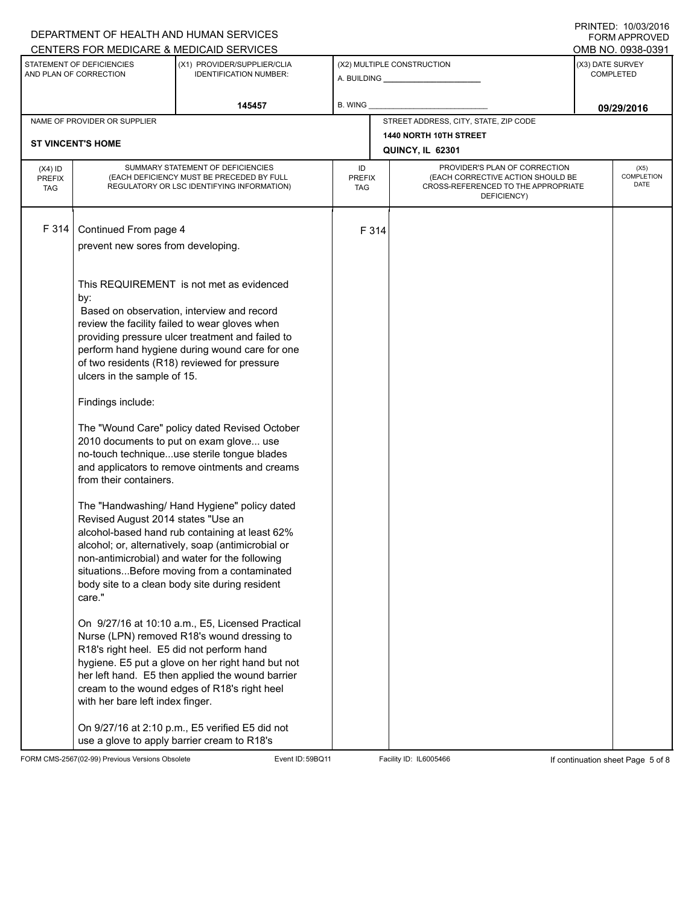DEPARTMENT OF HEALTH AND HUMAN SERVICES
CENTERS FOR MEDICARE & MEDICAID SERVICES

PRINTED: 10/03/2016
FORM APPROVED
OMB NO. 0938-0391

| STATEMENT OF DEFICIENCIES AND PLAN OF CORRECTION | (X1) PROVIDER/SUPPLIER/CLIA IDENTIFICATION NUMBER: | (X2) MULTIPLE CONSTRUCTION | (X3) DATE SURVEY COMPLETED |
|---|---|---|---|
| | 145457 | A. BUILDING ______ B. WING ______ | 09/29/2016 |

| NAME OF PROVIDER OR SUPPLIER | STREET ADDRESS, CITY, STATE, ZIP CODE |
|---|---|
| ST VINCENT'S HOME | 1440 NORTH 10TH STREET QUINCY, IL 62301 |

| (X4) ID PREFIX TAG | SUMMARY STATEMENT OF DEFICIENCIES (EACH DEFICIENCY MUST BE PRECEDED BY FULL REGULATORY OR LSC IDENTIFYING INFORMATION) | ID PREFIX TAG | PROVIDER'S PLAN OF CORRECTION (EACH CORRECTIVE ACTION SHOULD BE CROSS-REFERENCED TO THE APPROPRIATE DEFICIENCY) | (X5) COMPLETION DATE |
|---|---|---|---|---|
| F 314 | Continued From page 4 | F 314 | | |

prevent new sores from developing.

This REQUIREMENT is not met as evidenced by:

Based on observation, interview and record review the facility failed to wear gloves when providing pressure ulcer treatment and failed to perform hand hygiene during wound care for one of two residents (R18) reviewed for pressure ulcers in the sample of 15.

Findings include:

The "Wound Care" policy dated Revised October 2010 documents to put on exam glove... use no-touch technique...use sterile tongue blades and applicators to remove ointments and creams from their containers.

The "Handwashing/ Hand Hygiene" policy dated Revised August 2014 states "Use an alcohol-based hand rub containing at least 62% alcohol; or, alternatively, soap (antimicrobial or non-antimicrobial) and water for the following situations...Before moving from a contaminated body site to a clean body site during resident care."

On 9/27/16 at 10:10 a.m., E5, Licensed Practical Nurse (LPN) removed R18's wound dressing to R18's right heel. E5 did not perform hand hygiene. E5 put a glove on her right hand but not her left hand. E5 then applied the wound barrier cream to the wound edges of R18's right heel with her bare left index finger.

On 9/27/16 at 2:10 p.m., E5 verified E5 did not use a glove to apply barrier cream to R18's

FORM CMS-2567(02-99) Previous Versions Obsolete | Event ID: 59BQ11 | Facility ID: IL6005466 | If continuation sheet Page 5 of 8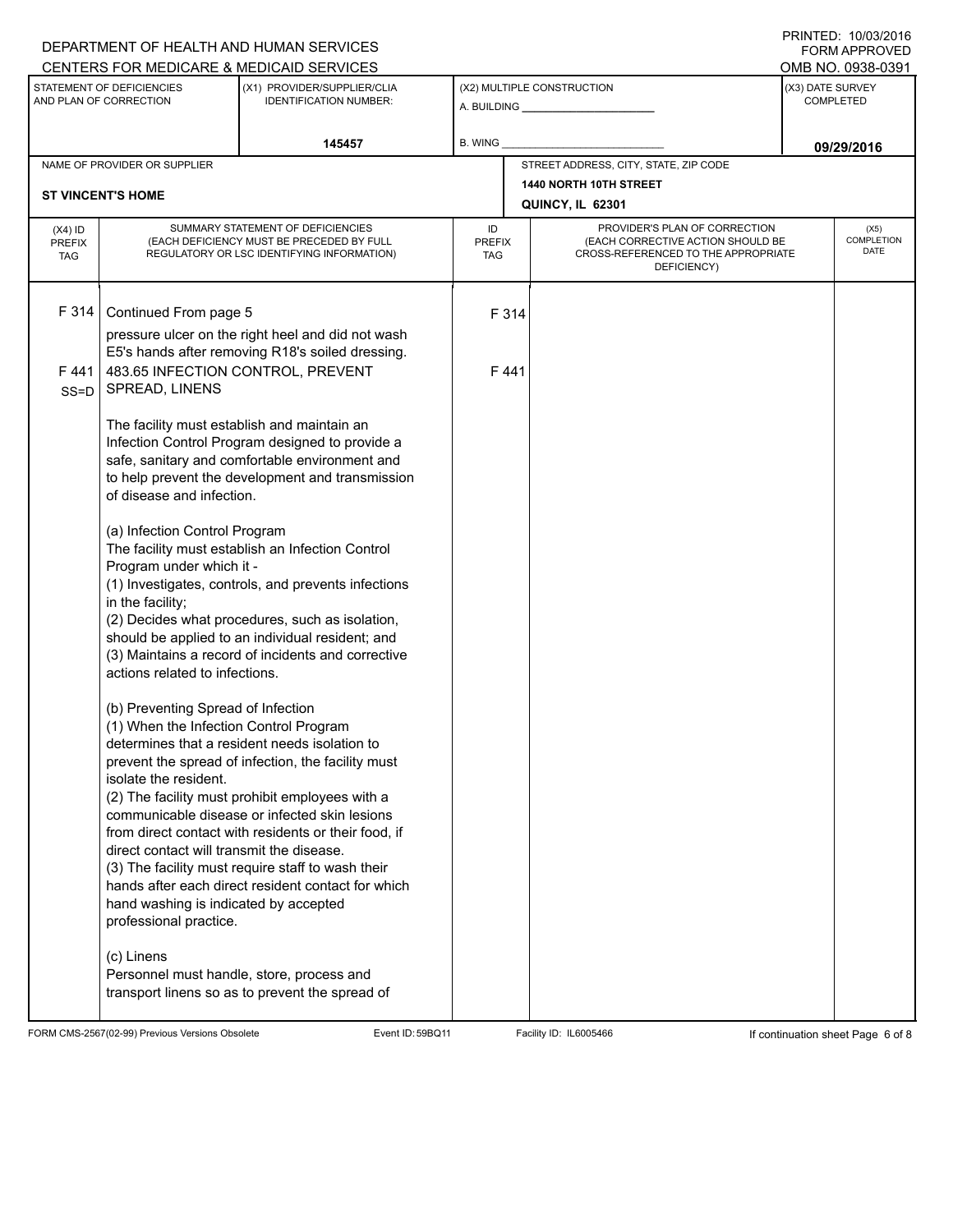DEPARTMENT OF HEALTH AND HUMAN SERVICES
CENTERS FOR MEDICARE & MEDICAID SERVICES

PRINTED: 10/03/2016
FORM APPROVED
OMB NO. 0938-0391

| STATEMENT OF DEFICIENCIES AND PLAN OF CORRECTION | (X1) PROVIDER/SUPPLIER/CLIA IDENTIFICATION NUMBER: | (X2) MULTIPLE CONSTRUCTION | (X3) DATE SURVEY COMPLETED |
|---|---|---|---|
| | 145457 | A. BUILDING ___ B. WING ___ | 09/29/2016 |

| NAME OF PROVIDER OR SUPPLIER | STREET ADDRESS, CITY, STATE, ZIP CODE |
|---|---|
| ST VINCENT'S HOME | 1440 NORTH 10TH STREET QUINCY, IL 62301 |

| (X4) ID PREFIX TAG | SUMMARY STATEMENT OF DEFICIENCIES (EACH DEFICIENCY MUST BE PRECEDED BY FULL REGULATORY OR LSC IDENTIFYING INFORMATION) | ID PREFIX TAG | PROVIDER'S PLAN OF CORRECTION (EACH CORRECTIVE ACTION SHOULD BE CROSS-REFERENCED TO THE APPROPRIATE DEFICIENCY) | (X5) COMPLETION DATE |
|---|---|---|---|---|
| F 314 | Continued From page 5<br>pressure ulcer on the right heel and did not wash E5's hands after removing R18's soiled dressing. | F 314 | | |
| F 441 SS=D | 483.65 INFECTION CONTROL, PREVENT SPREAD, LINENS<br><br>The facility must establish and maintain an Infection Control Program designed to provide a safe, sanitary and comfortable environment and to help prevent the development and transmission of disease and infection.<br><br>(a) Infection Control Program<br>The facility must establish an Infection Control Program under which it -<br>(1) Investigates, controls, and prevents infections in the facility;<br>(2) Decides what procedures, such as isolation, should be applied to an individual resident; and<br>(3) Maintains a record of incidents and corrective actions related to infections.<br><br>(b) Preventing Spread of Infection<br>(1) When the Infection Control Program determines that a resident needs isolation to prevent the spread of infection, the facility must isolate the resident.<br>(2) The facility must prohibit employees with a communicable disease or infected skin lesions from direct contact with residents or their food, if direct contact will transmit the disease.<br>(3) The facility must require staff to wash their hands after each direct resident contact for which hand washing is indicated by accepted professional practice.<br><br>(c) Linens<br>Personnel must handle, store, process and transport linens so as to prevent the spread of | F 441 | | |

FORM CMS-2567(02-99) Previous Versions Obsolete Event ID: 59BQ11 Facility ID: IL6005466 If continuation sheet Page 6 of 8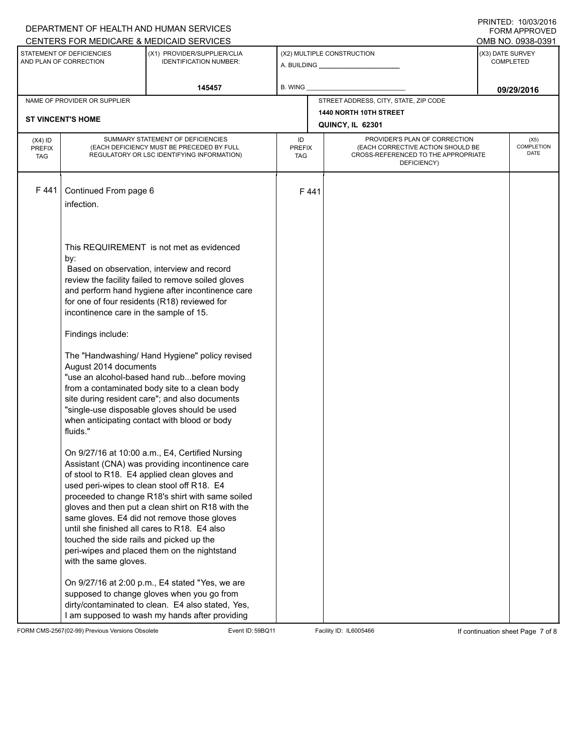DEPARTMENT OF HEALTH AND HUMAN SERVICES
CENTERS FOR MEDICARE & MEDICAID SERVICES

PRINTED: 10/03/2016
FORM APPROVED
OMB NO. 0938-0391

| STATEMENT OF DEFICIENCIES AND PLAN OF CORRECTION | (X1) PROVIDER/SUPPLIER/CLIA IDENTIFICATION NUMBER: | (X2) MULTIPLE CONSTRUCTION | (X3) DATE SURVEY COMPLETED |
|---|---|---|---|
| | 145457 | A. BUILDING ______ B. WING ______ | 09/29/2016 |

| NAME OF PROVIDER OR SUPPLIER | STREET ADDRESS, CITY, STATE, ZIP CODE |
|---|---|
| ST VINCENT'S HOME | 1440 NORTH 10TH STREET QUINCY, IL 62301 |

| (X4) ID PREFIX TAG | SUMMARY STATEMENT OF DEFICIENCIES (EACH DEFICIENCY MUST BE PRECEDED BY FULL REGULATORY OR LSC IDENTIFYING INFORMATION) | ID PREFIX TAG | PROVIDER'S PLAN OF CORRECTION (EACH CORRECTIVE ACTION SHOULD BE CROSS-REFERENCED TO THE APPROPRIATE DEFICIENCY) | (X5) COMPLETION DATE |
|---|---|---|---|---|
| F 441 | Continued From page 6 | F 441 | | |

infection.

This REQUIREMENT is not met as evidenced by:
Based on observation, interview and record review the facility failed to remove soiled gloves and perform hand hygiene after incontinence care for one of four residents (R18) reviewed for incontinence care in the sample of 15.

Findings include:

The "Handwashing/ Hand Hygiene" policy revised August 2014 documents "use an alcohol-based hand rub...before moving from a contaminated body site to a clean body site during resident care"; and also documents "single-use disposable gloves should be used when anticipating contact with blood or body fluids."

On 9/27/16 at 10:00 a.m., E4, Certified Nursing Assistant (CNA) was providing incontinence care of stool to R18. E4 applied clean gloves and used peri-wipes to clean stool off R18. E4 proceeded to change R18's shirt with same soiled gloves and then put a clean shirt on R18 with the same gloves. E4 did not remove those gloves until she finished all cares to R18. E4 also touched the side rails and picked up the peri-wipes and placed them on the nightstand with the same gloves.

On 9/27/16 at 2:00 p.m., E4 stated "Yes, we are supposed to change gloves when you go from dirty/contaminated to clean. E4 also stated, Yes, I am supposed to wash my hands after providing

FORM CMS-2567(02-99) Previous Versions Obsolete Event ID: 59BQ11 Facility ID: IL6005466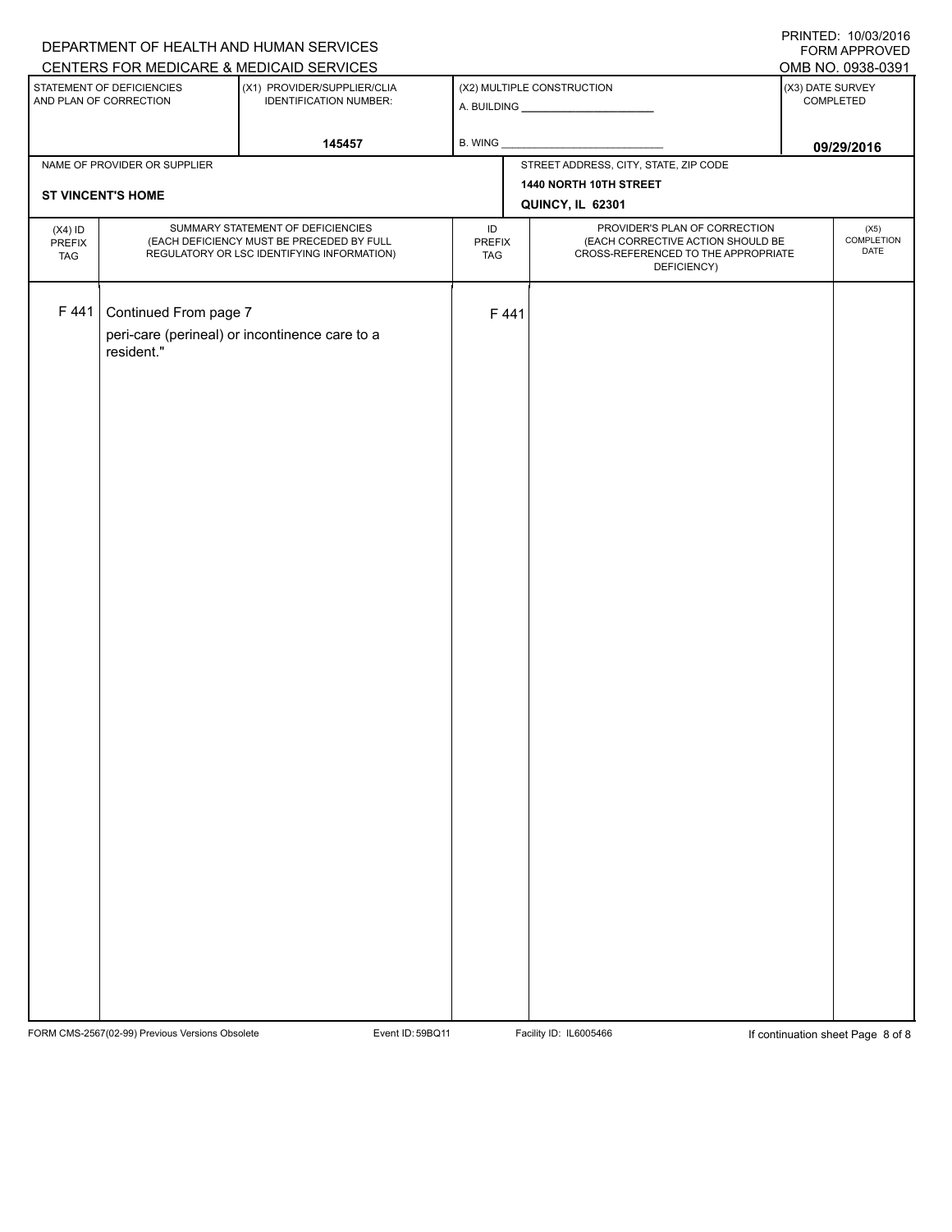DEPARTMENT OF HEALTH AND HUMAN SERVICES
CENTERS FOR MEDICARE & MEDICAID SERVICES

PRINTED: 10/03/2016
FORM APPROVED
OMB NO. 0938-0391

| STATEMENT OF DEFICIENCIES AND PLAN OF CORRECTION | (X1) PROVIDER/SUPPLIER/CLIA IDENTIFICATION NUMBER: | (X2) MULTIPLE CONSTRUCTION | (X3) DATE SURVEY COMPLETED |
|---|---|---|---|
| | 145457 | A. BUILDING ______ B. WING ______ | 09/29/2016 |

| NAME OF PROVIDER OR SUPPLIER | STREET ADDRESS, CITY, STATE, ZIP CODE |
|---|---|
| ST VINCENT'S HOME | 1440 NORTH 10TH STREET QUINCY, IL 62301 |

| (X4) ID PREFIX TAG | SUMMARY STATEMENT OF DEFICIENCIES (EACH DEFICIENCY MUST BE PRECEDED BY FULL REGULATORY OR LSC IDENTIFYING INFORMATION) | ID PREFIX TAG | PROVIDER'S PLAN OF CORRECTION (EACH CORRECTIVE ACTION SHOULD BE CROSS-REFERENCED TO THE APPROPRIATE DEFICIENCY) | (X5) COMPLETION DATE |
|---|---|---|---|---|
| F 441 | Continued From page 7<br>peri-care (perineal) or incontinence care to a resident." | F 441 | | |

FORM CMS-2567(02-99) Previous Versions Obsolete Event ID: 59BQ11 Facility ID: IL6005466